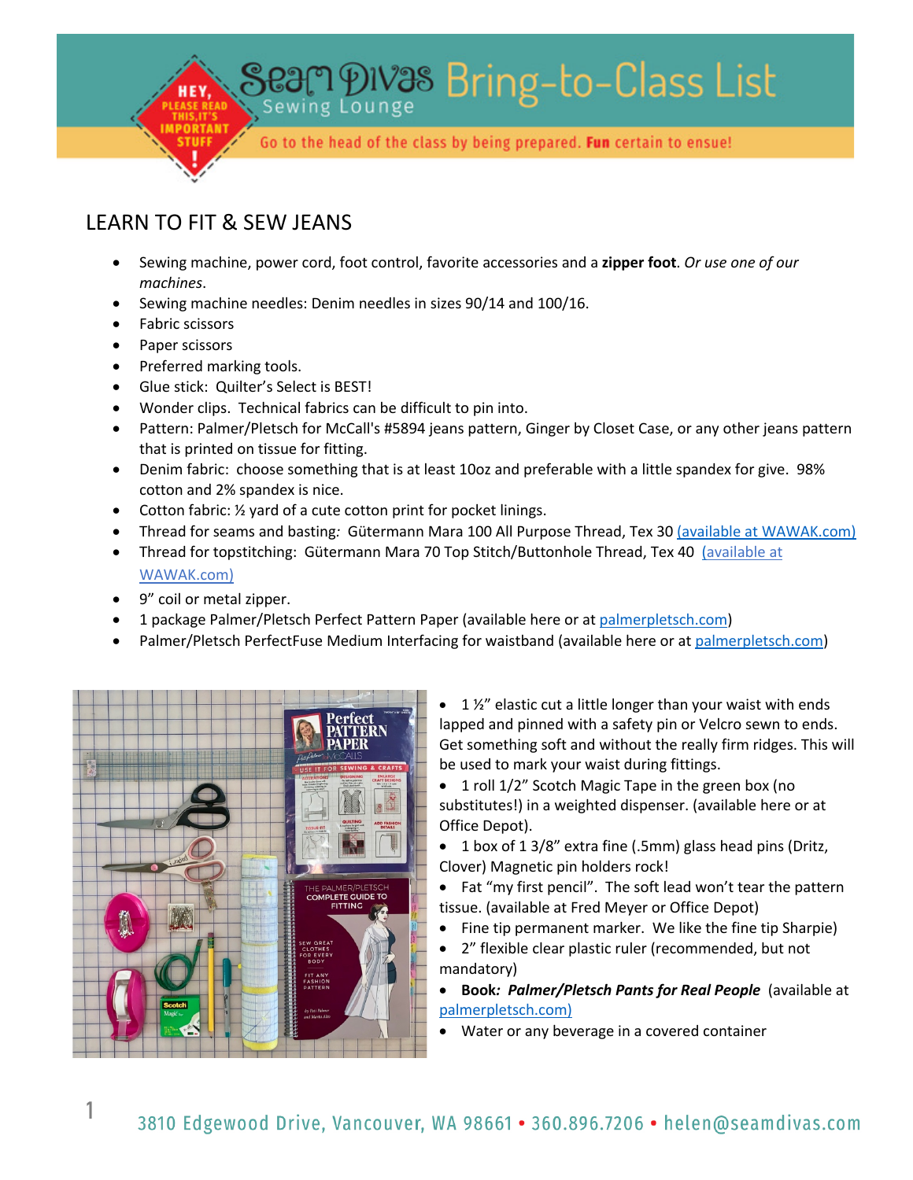# Seam Divas Sewing Lounge Bring-to-Class List

HEY, PLEASE READ THIS, IT'S IMPORTANT STUFF!

Go to the head of the class by being prepared. **Fun** certain to ensue!

## LEARN TO FIT & SEW JEANS

- Sewing machine, power cord, foot control, favorite accessories and a **zipper foot**. *Or use one of our machines*.
- Sewing machine needles: Denim needles in sizes 90/14 and 100/16.
- Fabric scissors
- Paper scissors
- Preferred marking tools.
- Glue stick: Quilter's Select is BEST!
- Wonder clips. Technical fabrics can be difficult to pin into.
- Pattern: Palmer/Pletsch for McCall's #5894 jeans pattern, Ginger by Closet Case, or any other jeans pattern that is printed on tissue for fitting.
- Denim fabric: choose something that is at least 10oz and preferable with a little spandex for give. 98% cotton and 2% spandex is nice.
- Cotton fabric: ½ yard of a cute cotton print for pocket linings.
- Thread for seams and basting*:* Gütermann Mara 100 All Purpose Thread, Tex 30 (available at WAWAK.com)
- Thread for topstitching: Gütermann Mara 70 Top Stitch/Buttonhole Thread, Tex 40 (available at WAWAK.com)
- 9" coil or metal zipper.
- 1 package Palmer/Pletsch Perfect Pattern Paper (available here or at palmerpletsch.com)
- Palmer/Pletsch PerfectFuse Medium Interfacing for waistband (available here or at palmerpletsch.com)
- 1 ½" elastic cut a little longer than your waist with ends lapped and pinned with a safety pin or Velcro sewn to ends. Get something soft and without the really firm ridges. This will be used to mark your waist during fittings.
- 1 roll 1/2" Scotch Magic Tape in the green box (no substitutes!) in a weighted dispenser. (available here or at Office Depot).
- 1 box of 1 3/8" extra fine (.5mm) glass head pins (Dritz, Clover) Magnetic pin holders rock!
- Fat "my first pencil". The soft lead won't tear the pattern tissue. (available at Fred Meyer or Office Depot)
- Fine tip permanent marker. We like the fine tip Sharpie)
- 2" flexible clear plastic ruler (recommended, but not mandatory)
- **Book*:* *Palmer/Pletsch Pants for Real People*** (available at palmerpletsch.com)
- Water or any beverage in a covered container

3810 Edgewood Drive, Vancouver, WA 98661 • 360.896.7206 • helen@seamdivas.com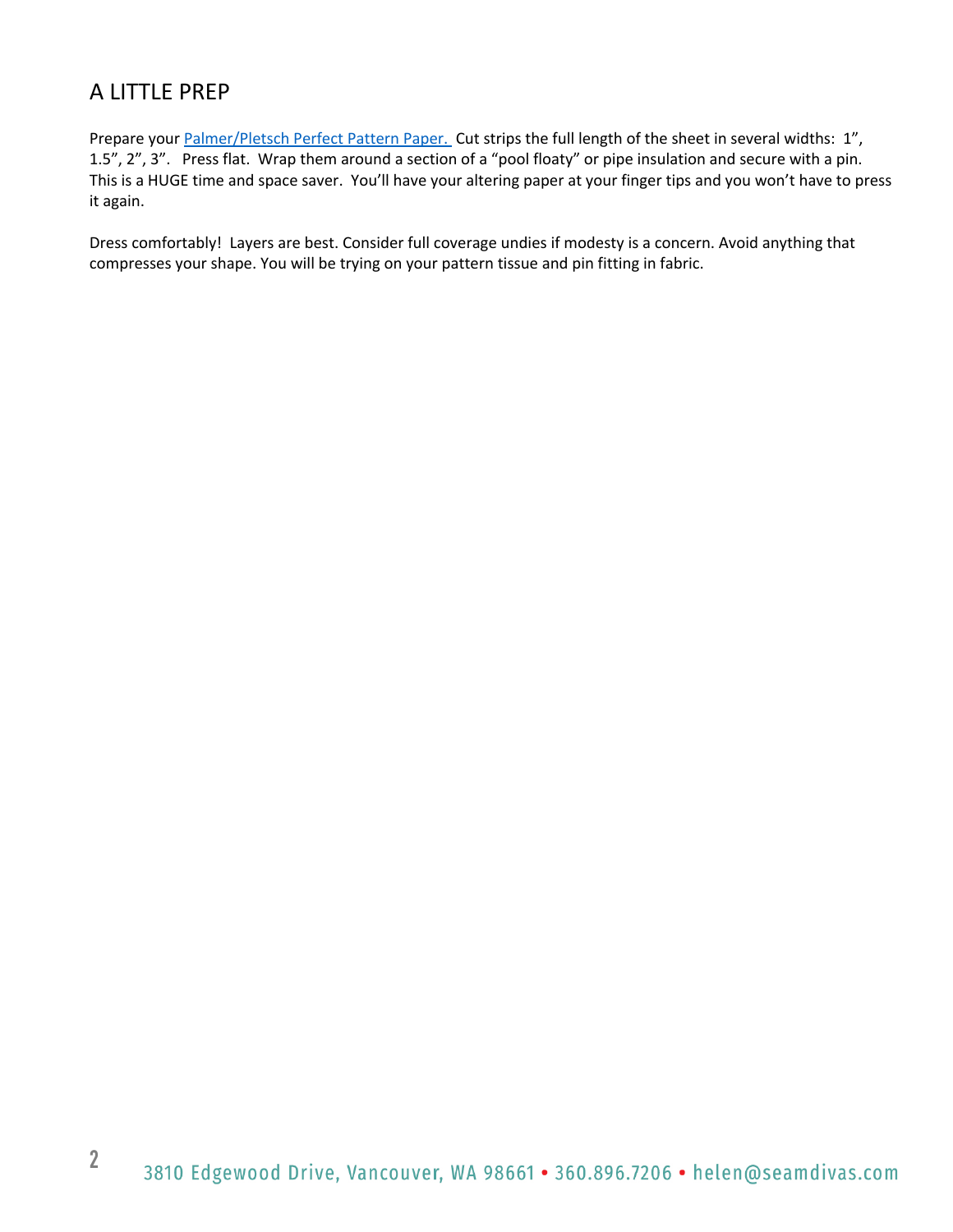## A LITTLE PREP

Prepare your [Palmer/Pletsch Perfect Pattern Paper.](Palmer/Pletsch Perfect Pattern Paper.) Cut strips the full length of the sheet in several widths: 1", 1.5", 2", 3". Press flat. Wrap them around a section of a "pool floaty" or pipe insulation and secure with a pin. This is a HUGE time and space saver. You'll have your altering paper at your finger tips and you won't have to press it again.

Dress comfortably! Layers are best. Consider full coverage undies if modesty is a concern. Avoid anything that compresses your shape. You will be trying on your pattern tissue and pin fitting in fabric.